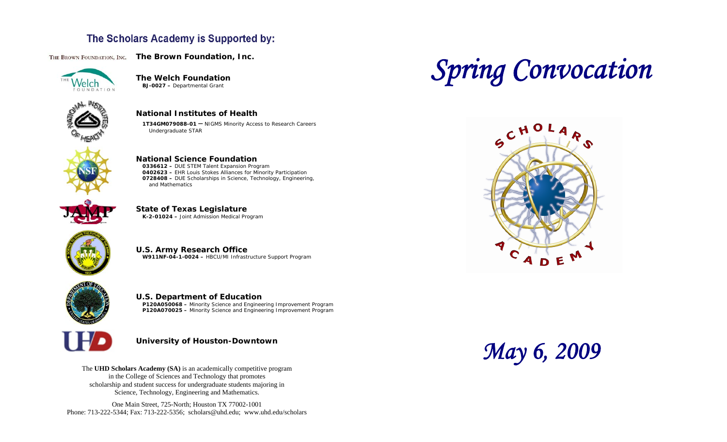## The Scholars Academy is Supported by:

THE BROWN FOUNDATION, INC.

**The Brown Foundation, Inc.**

**The Welch Foundation**
**BJ-0027 –** Departmental Grant

**National Institutes of Health**
**1T34GM079088-01 —** NIGMS Minority Access to Research Careers Undergraduate STAR

**National Science Foundation**
**0336612 –** DUE STEM Talent Expansion Program
**0402623 –** EHR Louis Stokes Alliances for Minority Participation
**0728408 –** DUE Scholarships in Science, Technology, Engineering, and Mathematics

**State of Texas Legislature**
**K-2-01024 –** Joint Admission Medical Program

**U.S. Army Research Office**
**W911NF-04-1-0024 –** HBCU/MI Infrastructure Support Program

**U.S. Department of Education**
**P120A050068 –** Minority Science and Engineering Improvement Program
**P120A070025 –** Minority Science and Engineering Improvement Program

**University of Houston-Downtown**

The **UHD Scholars Academy (SA)** is an academically competitive program in the College of Sciences and Technology that promotes scholarship and student success for undergraduate students majoring in Science, Technology, Engineering and Mathematics.

One Main Street, 725-North; Houston TX 77002-1001
Phone: 713-222-5344; Fax: 713-222-5356; scholars@uhd.edu; www.uhd.edu/scholars

# *Spring Convocation*

SCHOLARS ACADEMY

## *May 6, 2009*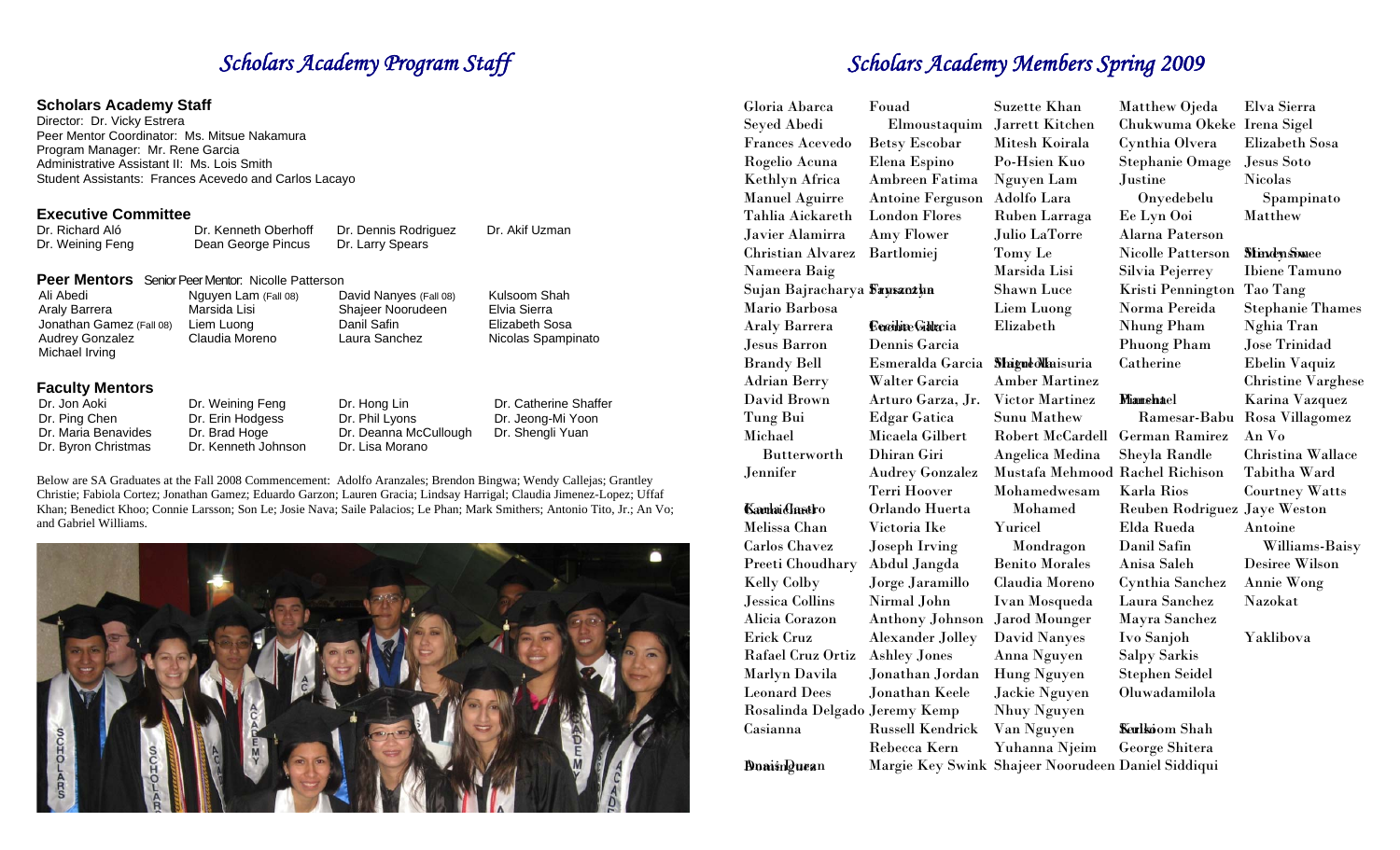# *Scholars Academy Program Staff*

## Scholars Academy Staff

Director: Dr. Vicky Estrera
Peer Mentor Coordinator: Ms. Mitsue Nakamura
Program Manager: Mr. Rene Garcia
Administrative Assistant II: Ms. Lois Smith
Student Assistants: Frances Acevedo and Carlos Lacayo

## Executive Committee

Dr. Richard Aló
Dr. Weining Feng
Dr. Kenneth Oberhoff
Dean George Pincus
Dr. Dennis Rodriguez
Dr. Larry Spears
Dr. Akif Uzman

## Peer Mentors

Senior Peer Mentor: Nicolle Patterson

Ali Abedi
Araly Barrera
Jonathan Gamez (Fall 08)
Audrey Gonzalez
Michael Irving
Nguyen Lam (Fall 08)
Marsida Lisi
Liem Luong
Claudia Moreno
David Nanyes (Fall 08)
Shajeer Noorudeen
Danil Safin
Laura Sanchez
Kulsoom Shah
Elvia Sierra
Elizabeth Sosa
Nicolas Spampinato

## Faculty Mentors

Dr. Jon Aoki
Dr. Ping Chen
Dr. Maria Benavides
Dr. Byron Christmas
Dr. Weining Feng
Dr. Erin Hodgess
Dr. Brad Hoge
Dr. Kenneth Johnson
Dr. Hong Lin
Dr. Phil Lyons
Dr. Deanna McCullough
Dr. Lisa Morano
Dr. Catherine Shaffer
Dr. Jeong-Mi Yoon
Dr. Shengli Yuan

Below are SA Graduates at the Fall 2008 Commencement: Adolfo Aranzales; Brendon Bingwa; Wendy Callejas; Grantley Christie; Fabiola Cortez; Jonathan Gamez; Eduardo Garzon; Lauren Gracia; Lindsay Harrigal; Claudia Jimenez-Lopez; Uffaf Khan; Benedict Khoo; Connie Larsson; Son Le; Josie Nava; Saile Palacios; Le Phan; Mark Smithers; Antonio Tito, Jr.; An Vo; and Gabriel Williams.

# *Scholars Academy Members Spring 2009*

Gloria Abarca
Seyed Abedi
Frances Acevedo
Rogelio Acuna
Kethlyn Africa
Manuel Aguirre
Tahlia Aickareth
Javier Alamirra
Christian Alvarez
Nameera Baig
Sujan Bajracharya
Mario Barbosa
Araly Barrera
Jesus Barron
Brandy Bell
Adrian Berry
David Brown
Tung Bui
Michael Butterworth
Jennifer Castro
Kanbi Chan
Melissa Chan
Carlos Chavez
Preeti Choudhary
Kelly Colby
Jessica Collins
Alicia Corazon
Erick Cruz
Rafael Cruz Ortiz
Marlyn Davila
Leonard Dees
Rosalinda Delgado
Casianna Dominguez
Doris Duran
Fouad Elmoustaquim
Betsy Escobar
Elena Espino
Ambreen Fatima
Antoine Ferguson
London Flores
Amy Flower
Bartlomiej Frasunkun
Susan Garcia
Cecilia Garcia
Dennis Garcia
Esmeralda Garcia
Walter Garcia
Arturo Garza, Jr.
Edgar Gatica
Micaela Gilbert
Dhiran Giri
Audrey Gonzalez
Terri Hoover
Orlando Huerta
Victoria Ike
Joseph Irving
Abdul Jangda
Jorge Jaramillo
Nirmal John
Anthony Johnson
Alexander Jolley
Ashley Jones
Jonathan Jordan
Jonathan Keele
Jeremy Kemp
Russell Kendrick
Rebecca Kern
Margie Key Swink
Suzette Khan
Jarrett Kitchen
Mitesh Koirala
Po-Hsien Kuo
Nguyen Lam
Adolfo Lara
Ruben Larraga
Julio LaTorre
Tomy Le
Marsida Lisi
Shawn Luce
Liem Luong
Elizabeth Maiguel
Mayra Maisuria
Amber Martinez
Victor Martinez
Sunu Mathew
Robert McCardell
Angelica Medina
Mustafa Mehmood
Mohamedwesam Mohamed
Yuricel Mondragon
Benito Morales
Claudia Moreno
Ivan Mosqueda
Jarod Mounger
David Nanyes
Anna Nguyen
Hung Nguyen
Jackie Nguyen
Nhuy Nguyen
Van Nguyen
Yuhanna Njeim
Shajeer Noorudeen
Matthew Ojeda
Chukwuma Okeke
Cynthia Olvera
Stephanie Omage
Justine Onyedebelu
Ee Lyn Ooi
Alarna Paterson
Nicolle Patterson
Silvia Pejerrey
Kristi Pennington
Norma Pereida
Nhung Pham
Phuong Pham
Catherine Pham
Michael Ramesar-Babu
German Ramirez
Sheyla Randle
Rachel Richison
Karla Rios
Reuben Rodriguez
Elda Rueda
Danil Safin
Anisa Saleh
Cynthia Sanchez
Laura Sanchez
Mayra Sanchez
Ivo Sanjoh
Salpy Sarkis
Stephen Seidel
Oluwadamilola Seriki
Kulsoom Shah
George Shitera
Daniel Siddiqui
Elva Sierra
Irena Sigel
Elizabeth Sosa
Jesus Soto
Nicolas Spampinato
Matthew Swee
Mindy Swee
Ibiene Tamuno
Tao Tang
Stephanie Thames
Nghia Tran
Jose Trinidad
Ebelin Vaquiz
Christine Varghese
Karina Vazquez
Rosa Villagomez
An Vo
Christina Wallace
Tabitha Ward
Courtney Watts
Jaye Weston
Antoine Williams-Baisy
Desiree Wilson
Annie Wong
Nazokat Yaklibova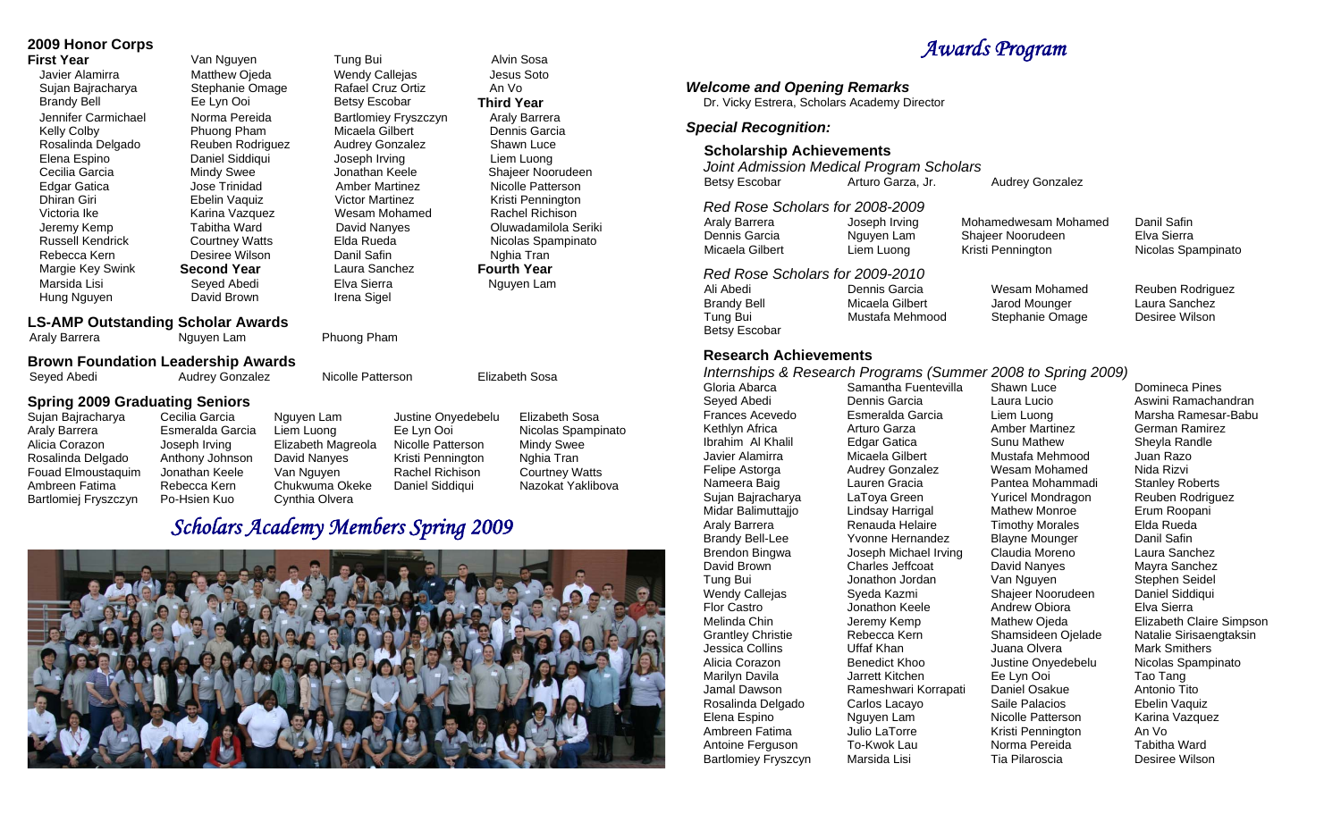## 2009 Honor Corps

**First Year**

Javier Alamirra
Sujan Bajracharya
Brandy Bell
Jennifer Carmichael
Kelly Colby
Rosalinda Delgado
Elena Espino
Cecilia Garcia
Edgar Gatica
Dhiran Giri
Victoria Ike
Jeremy Kemp
Russell Kendrick
Rebecca Kern
Margie Key Swink
Marsida Lisi
Hung Nguyen
Van Nguyen
Matthew Ojeda
Stephanie Omage
Ee Lyn Ooi
Norma Pereida
Phuong Pham
Reuben Rodriguez
Daniel Siddiqui
Mindy Swee
Jose Trinidad
Ebelin Vaquiz
Karina Vazquez
Tabitha Ward
Courtney Watts
Desiree Wilson

**Second Year**

Seyed Abedi
David Brown
Tung Bui
Wendy Callejas
Rafael Cruz Ortiz
Betsy Escobar
Bartlomiey Fryszczyn
Micaela Gilbert
Audrey Gonzalez
Joseph Irving
Jonathan Keele
Amber Martinez
Victor Martinez
Wesam Mohamed
David Nanyes
Elda Rueda
Danil Safin
Laura Sanchez
Elva Sierra
Irena Sigel
Alvin Sosa
Jesus Soto
An Vo

**Third Year**

Araly Barrera
Dennis Garcia
Shawn Luce
Liem Luong
Shajeer Noorudeen
Nicolle Patterson
Kristi Pennington
Rachel Richison
Oluwadamilola Seriki
Nicolas Spampinato
Nghia Tran

**Fourth Year**

Nguyen Lam

## LS-AMP Outstanding Scholar Awards

Araly Barrera | Nguyen Lam | Phuong Pham

## Brown Foundation Leadership Awards

Seyed Abedi | Audrey Gonzalez | Nicolle Patterson | Elizabeth Sosa

## Spring 2009 Graduating Seniors

Sujan Bajracharya
Araly Barrera
Alicia Corazon
Rosalinda Delgado
Fouad Elmoustaquim
Ambreen Fatima
Bartlomiej Fryszczyn
Cecilia Garcia
Esmeralda Garcia
Joseph Irving
Anthony Johnson
Jonathan Keele
Rebecca Kern
Po-Hsien Kuo
Nguyen Lam
Liem Luong
Elizabeth Magreola
David Nanyes
Van Nguyen
Chukwuma Okeke
Cynthia Olvera
Justine Onyedebelu
Ee Lyn Ooi
Nicolle Patterson
Kristi Pennington
Rachel Richison
Daniel Siddiqui
Elizabeth Sosa
Nicolas Spampinato
Mindy Swee
Nghia Tran
Courtney Watts
Nazokat Yaklibova

## *Scholars Academy Members Spring 2009*

# *Awards Program*

### *Welcome and Opening Remarks*

Dr. Vicky Estrera, Scholars Academy Director

### *Special Recognition:*

### Scholarship Achievements

*Joint Admission Medical Program Scholars*

Betsy Escobar | Arturo Garza, Jr. | Audrey Gonzalez

*Red Rose Scholars for 2008-2009*

Araly Barrera
Dennis Garcia
Micaela Gilbert
Joseph Irving
Nguyen Lam
Liem Luong
Mohamedwesam Mohamed
Shajeer Noorudeen
Kristi Pennington
Danil Safin
Elva Sierra
Nicolas Spampinato

*Red Rose Scholars for 2009-2010*

Ali Abedi
Brandy Bell
Tung Bui
Betsy Escobar
Dennis Garcia
Micaela Gilbert
Mustafa Mehmood
Wesam Mohamed
Jarod Mounger
Stephanie Omage
Reuben Rodriguez
Laura Sanchez
Desiree Wilson

### Research Achievements

*Internships & Research Programs (Summer 2008 to Spring 2009)*

Gloria Abarca
Seyed Abedi
Frances Acevedo
Kethlyn Africa
Ibrahim Al Khalil
Javier Alamirra
Felipe Astorga
Nameera Baig
Sujan Bajracharya
Midar Balimuttajjo
Araly Barrera
Brandy Bell-Lee
Brendon Bingwa
David Brown
Tung Bui
Wendy Callejas
Flor Castro
Melinda Chin
Grantley Christie
Jessica Collins
Alicia Corazon
Marilyn Davila
Jamal Dawson
Rosalinda Delgado
Elena Espino
Ambreen Fatima
Antoine Ferguson
Bartlomiey Fryszcyn
Samantha Fuentevilla
Dennis Garcia
Esmeralda Garcia
Arturo Garza
Edgar Gatica
Micaela Gilbert
Audrey Gonzalez
Lauren Gracia
LaToya Green
Lindsay Harrigal
Renauda Helaire
Yvonne Hernandez
Joseph Michael Irving
Charles Jeffcoat
Jonathon Jordan
Syeda Kazmi
Jonathon Keele
Jeremy Kemp
Rebecca Kern
Uffaf Khan
Benedict Khoo
Jarrett Kitchen
Rameshwari Korrapati
Carlos Lacayo
Nguyen Lam
Julio LaTorre
To-Kwok Lau
Marsida Lisi
Shawn Luce
Laura Lucio
Liem Luong
Amber Martinez
Sunu Mathew
Mustafa Mehmood
Wesam Mohamed
Pantea Mohammadi
Yuricel Mondragon
Mathew Monroe
Timothy Morales
Blayne Mounger
Claudia Moreno
David Nanyes
Van Nguyen
Shajeer Noorudeen
Andrew Obiora
Mathew Ojeda
Shamsideen Ojelade
Juana Olvera
Justine Onyedebelu
Ee Lyn Ooi
Daniel Osakue
Saile Palacios
Nicolle Patterson
Kristi Pennington
Norma Pereida
Tia Pilaroscia
Domineca Pines
Aswini Ramachandran
Marsha Ramesar-Babu
German Ramirez
Sheyla Randle
Juan Razo
Nida Rizvi
Stanley Roberts
Reuben Rodriguez
Erum Roopani
Elda Rueda
Danil Safin
Laura Sanchez
Mayra Sanchez
Stephen Seidel
Daniel Siddiqui
Elva Sierra
Elizabeth Claire Simpson
Natalie Sirisaengtaksin
Mark Smithers
Nicolas Spampinato
Tao Tang
Antonio Tito
Ebelin Vaquiz
Karina Vazquez
An Vo
Tabitha Ward
Desiree Wilson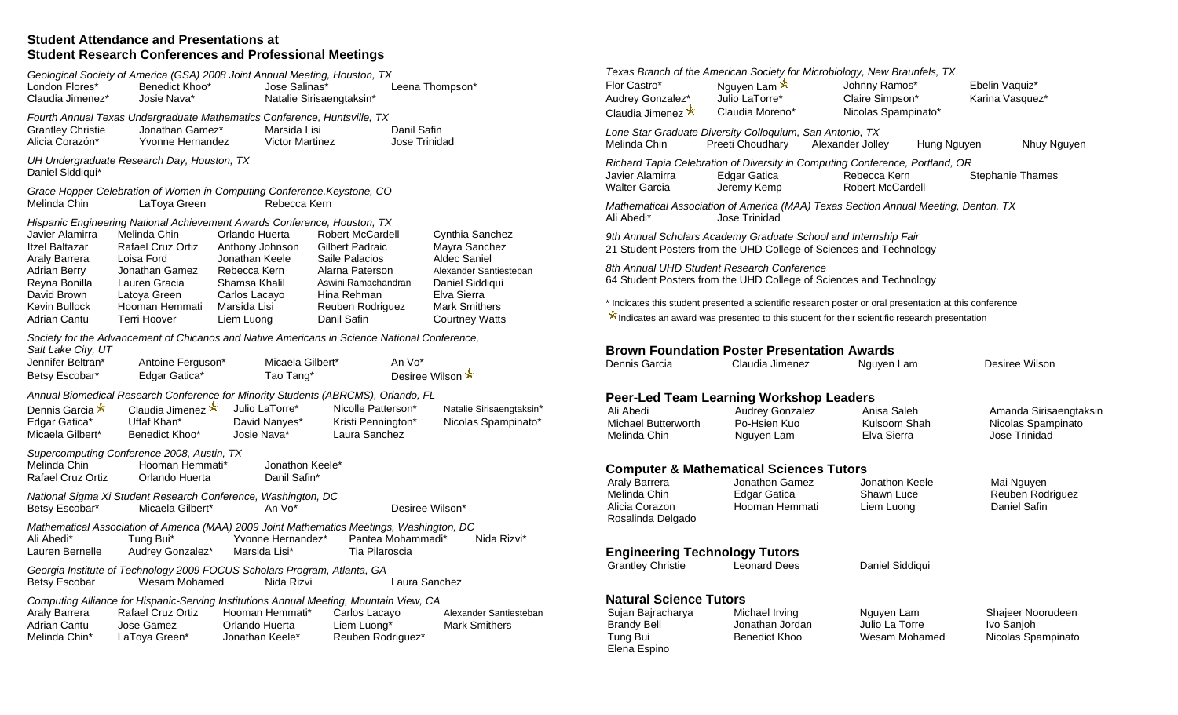## Student Attendance and Presentations at Student Research Conferences and Professional Meetings

*Geological Society of America (GSA) 2008 Joint Annual Meeting, Houston, TX*

| | | | |
|---|---|---|---|
| London Flores* | Benedict Khoo* | Jose Salinas* | Leena Thompson* |
| Claudia Jimenez* | Josie Nava* | Natalie Sirisaengtaksin* | |

*Fourth Annual Texas Undergraduate Mathematics Conference, Huntsville, TX*

| | | | |
|---|---|---|---|
| Grantley Christie | Jonathan Gamez* | Marsida Lisi | Danil Safin |
| Alicia Corazón* | Yvonne Hernandez | Victor Martinez | Jose Trinidad |

*UH Undergraduate Research Day, Houston, TX*

Daniel Siddiqui*

*Grace Hopper Celebration of Women in Computing Conference,Keystone, CO*

| | | |
|---|---|---|
| Melinda Chin | LaToya Green | Rebecca Kern |

*Hispanic Engineering National Achievement Awards Conference, Houston, TX*

| | | | | |
|---|---|---|---|---|
| Javier Alamirra | Melinda Chin | Orlando Huerta | Robert McCardell | Cynthia Sanchez |
| Itzel Baltazar | Rafael Cruz Ortiz | Anthony Johnson | Gilbert Padraic | Mayra Sanchez |
| Araly Barrera | Loisa Ford | Jonathan Keele | Saile Palacios | Aldec Saniel |
| Adrian Berry | Jonathan Gamez | Rebecca Kern | Alarna Paterson | Alexander Santiesteban |
| Reyna Bonilla | Lauren Gracia | Shamsa Khalil | Aswini Ramachandran | Daniel Siddiqui |
| David Brown | Latoya Green | Carlos Lacayo | Hina Rehman | Elva Sierra |
| Kevin Bullock | Hooman Hemmati | Marsida Lisi | Reuben Rodriguez | Mark Smithers |
| Adrian Cantu | Terri Hoover | Liem Luong | Danil Safin | Courtney Watts |

*Society for the Advancement of Chicanos and Native Americans in Science National Conference, Salt Lake City, UT*

| | | | |
|---|---|---|---|
| Jennifer Beltran* | Antoine Ferguson* | Micaela Gilbert* | An Vo* |
| Betsy Escobar* | Edgar Gatica* | Tao Tang* | Desiree Wilson ☆ |

*Annual Biomedical Research Conference for Minority Students (ABRCMS), Orlando, FL*

| | | | | |
|---|---|---|---|---|
| Dennis Garcia ☆ | Claudia Jimenez ☆ | Julio LaTorre* | Nicolle Patterson* | Natalie Sirisaengtaksin* |
| Edgar Gatica* | Uffaf Khan* | David Nanyes* | Kristi Pennington* | Nicolas Spampinato* |
| Micaela Gilbert* | Benedict Khoo* | Josie Nava* | Laura Sanchez | |

*Supercomputing Conference 2008, Austin, TX*

| | | |
|---|---|---|
| Melinda Chin | Hooman Hemmati* | Jonathon Keele* |
| Rafael Cruz Ortiz | Orlando Huerta | Danil Safin* |

*National Sigma Xi Student Research Conference, Washington, DC*

| | | | |
|---|---|---|---|
| Betsy Escobar* | Micaela Gilbert* | An Vo* | Desiree Wilson* |

*Mathematical Association of America (MAA) 2009 Joint Mathematics Meetings, Washington, DC*

| | | | | |
|---|---|---|---|---|
| Ali Abedi* | Tung Bui* | Yvonne Hernandez* | Pantea Mohammadi* | Nida Rizvi* |
| Lauren Bernelle | Audrey Gonzalez* | Marsida Lisi* | Tia Pilaroscia | |

*Georgia Institute of Technology 2009 FOCUS Scholars Program, Atlanta, GA*

| | | | |
|---|---|---|---|
| Betsy Escobar | Wesam Mohamed | Nida Rizvi | Laura Sanchez |

*Computing Alliance for Hispanic-Serving Institutions Annual Meeting, Mountain View, CA*

| | | | | |
|---|---|---|---|---|
| Araly Barrera | Rafael Cruz Ortiz | Hooman Hemmati* | Carlos Lacayo | Alexander Santiesteban |
| Adrian Cantu | Jose Gamez | Orlando Huerta | Liem Luong* | Mark Smithers |
| Melinda Chin* | LaToya Green* | Jonathan Keele* | Reuben Rodriguez* | |

*Texas Branch of the American Society for Microbiology, New Braunfels, TX*

| | | | |
|---|---|---|---|
| Flor Castro* | Nguyen Lam ☆ | Johnny Ramos* | Ebelin Vaquiz* |
| Audrey Gonzalez* | Julio LaTorre* | Claire Simpson* | Karina Vasquez* |
| Claudia Jimenez ☆ | Claudia Moreno* | Nicolas Spampinato* | |

*Lone Star Graduate Diversity Colloquium, San Antonio, TX*

| | | | | |
|---|---|---|---|---|
| Melinda Chin | Preeti Choudhary | Alexander Jolley | Hung Nguyen | Nhuy Nguyen |

*Richard Tapia Celebration of Diversity in Computing Conference, Portland, OR*

| | | | |
|---|---|---|---|
| Javier Alamirra | Edgar Gatica | Rebecca Kern | Stephanie Thames |
| Walter Garcia | Jeremy Kemp | Robert McCardell | |

*Mathematical Association of America (MAA) Texas Section Annual Meeting, Denton, TX*

| | |
|---|---|
| Ali Abedi* | Jose Trinidad |

*9th Annual Scholars Academy Graduate School and Internship Fair*

21 Student Posters from the UHD College of Sciences and Technology

*8th Annual UHD Student Research Conference*

64 Student Posters from the UHD College of Sciences and Technology

\* Indicates this student presented a scientific research poster or oral presentation at this conference

☆ Indicates an award was presented to this student for their scientific research presentation

## Brown Foundation Poster Presentation Awards

| | | | |
|---|---|---|---|
| Dennis Garcia | Claudia Jimenez | Nguyen Lam | Desiree Wilson |

## Peer-Led Team Learning Workshop Leaders

| | | | |
|---|---|---|---|
| Ali Abedi | Audrey Gonzalez | Anisa Saleh | Amanda Sirisaengtaksin |
| Michael Butterworth | Po-Hsien Kuo | Kulsoom Shah | Nicolas Spampinato |
| Melinda Chin | Nguyen Lam | Elva Sierra | Jose Trinidad |

## Computer & Mathematical Sciences Tutors

| | | | |
|---|---|---|---|
| Araly Barrera | Jonathon Gamez | Jonathon Keele | Mai Nguyen |
| Melinda Chin | Edgar Gatica | Shawn Luce | Reuben Rodriguez |
| Alicia Corazon | Hooman Hemmati | Liem Luong | Daniel Safin |
| Rosalinda Delgado | | | |

## Engineering Technology Tutors

| | | |
|---|---|---|
| Grantley Christie | Leonard Dees | Daniel Siddiqui |

## Natural Science Tutors

| | | | |
|---|---|---|---|
| Sujan Bajracharya | Michael Irving | Nguyen Lam | Shajeer Noorudeen |
| Brandy Bell | Jonathan Jordan | Julio La Torre | Ivo Sanjoh |
| Tung Bui | Benedict Khoo | Wesam Mohamed | Nicolas Spampinato |
| Elena Espino | | | |